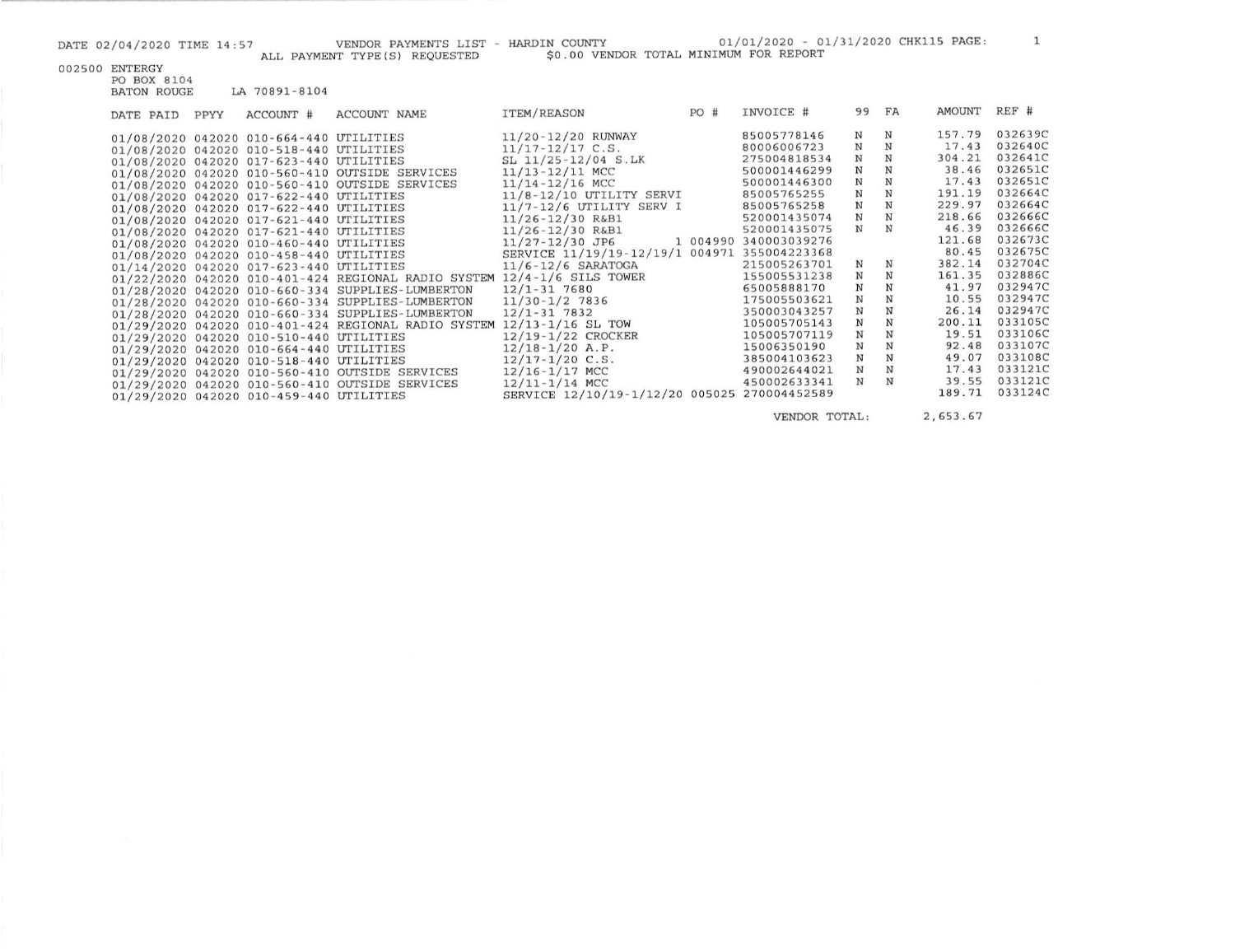DATE 02/04/2020 TIME 14:57 VENDOR PAYMENTS LIST - HARDIN COUNTY 01/01/2020 - 01/31/2020 CHK115 PAGE: 1

ALL PAYMENT TYPE(S) REQUESTED $0.00 VENDOR TOTAL MINIMUM FOR REPORT

002500 ENTERGY
PO BOX 8104
BATON ROUGE LA 70891-8104

| DATE PAID | PPYY | ACCOUNT # | ACCOUNT NAME | ITEM/REASON | PO # | INVOICE # | 99 | FA | AMOUNT | REF # |
|---|---|---|---|---|---|---|---|---|---|---|
| 01/08/2020 | 042020 | 010-664-440 | UTILITIES | 11/20-12/20 RUNWAY | | 85005778146 | N | N | 157.79 | 032639C |
| 01/08/2020 | 042020 | 010-518-440 | UTILITIES | 11/17-12/17 C.S. | | 80006006723 | N | N | 17.43 | 032640C |
| 01/08/2020 | 042020 | 017-623-440 | UTILITIES | SL 11/25-12/04 S.LK | | 275004818534 | N | N | 304.21 | 032641C |
| 01/08/2020 | 042020 | 010-560-410 | OUTSIDE SERVICES | 11/13-12/11 MCC | | 500001446299 | N | N | 38.46 | 032651C |
| 01/08/2020 | 042020 | 010-560-410 | OUTSIDE SERVICES | 11/14-12/16 MCC | | 500001446300 | N | N | 17.43 | 032651C |
| 01/08/2020 | 042020 | 017-622-440 | UTILITIES | 11/8-12/10 UTILITY SERVI | | 85005765255 | N | N | 191.19 | 032664C |
| 01/08/2020 | 042020 | 017-622-440 | UTILITIES | 11/7-12/6 UTILITY SERV I | | 85005765258 | N | N | 229.97 | 032664C |
| 01/08/2020 | 042020 | 017-621-440 | UTILITIES | 11/26-12/30 R&B1 | | 520001435074 | N | N | 218.66 | 032666C |
| 01/08/2020 | 042020 | 017-621-440 | UTILITIES | 11/26-12/30 R&B1 | | 520001435075 | N | N | 46.39 | 032666C |
| 01/08/2020 | 042020 | 010-460-440 | UTILITIES | 11/27-12/30 JP6 1 | 004990 | 340003039276 | | | 121.68 | 032673C |
| 01/08/2020 | 042020 | 010-458-440 | UTILITIES | SERVICE 11/19/19-12/19/1 | 004971 | 355004223368 | | | 80.45 | 032675C |
| 01/14/2020 | 042020 | 017-623-440 | UTILITIES | 11/6-12/6 SARATOGA | | 215005263701 | N | N | 382.14 | 032704C |
| 01/22/2020 | 042020 | 010-401-424 | REGIONAL RADIO SYSTEM | 12/4-1/6 SILS TOWER | | 155005531238 | N | N | 161.35 | 032886C |
| 01/28/2020 | 042020 | 010-660-334 | SUPPLIES-LUMBERTON | 12/1-31 7680 | | 65005888170 | N | N | 41.97 | 032947C |
| 01/28/2020 | 042020 | 010-660-334 | SUPPLIES-LUMBERTON | 11/30-1/2 7836 | | 175005503621 | N | N | 10.55 | 032947C |
| 01/28/2020 | 042020 | 010-660-334 | SUPPLIES-LUMBERTON | 12/1-31 7832 | | 350003043257 | N | N | 26.14 | 032947C |
| 01/29/2020 | 042020 | 010-401-424 | REGIONAL RADIO SYSTEM | 12/13-1/16 SL TOW | | 105005705143 | N | N | 200.11 | 033105C |
| 01/29/2020 | 042020 | 010-510-440 | UTILITIES | 12/19-1/22 CROCKER | | 105005707119 | N | N | 19.51 | 033106C |
| 01/29/2020 | 042020 | 010-664-440 | UTILITIES | 12/18-1/20 A.P. | | 15006350190 | N | N | 92.48 | 033107C |
| 01/29/2020 | 042020 | 010-518-440 | UTILITIES | 12/17-1/20 C.S. | | 385004103623 | N | N | 49.07 | 033108C |
| 01/29/2020 | 042020 | 010-560-410 | OUTSIDE SERVICES | 12/16-1/17 MCC | | 490002644021 | N | N | 17.43 | 033121C |
| 01/29/2020 | 042020 | 010-560-410 | OUTSIDE SERVICES | 12/11-1/14 MCC | | 450002633341 | N | N | 39.55 | 033121C |
| 01/29/2020 | 042020 | 010-459-440 | UTILITIES | SERVICE 12/10/19-1/12/20 | 005025 | 270004452589 | | | 189.71 | 033124C |
| | | | | | | VENDOR TOTAL: | | | 2,653.67 | |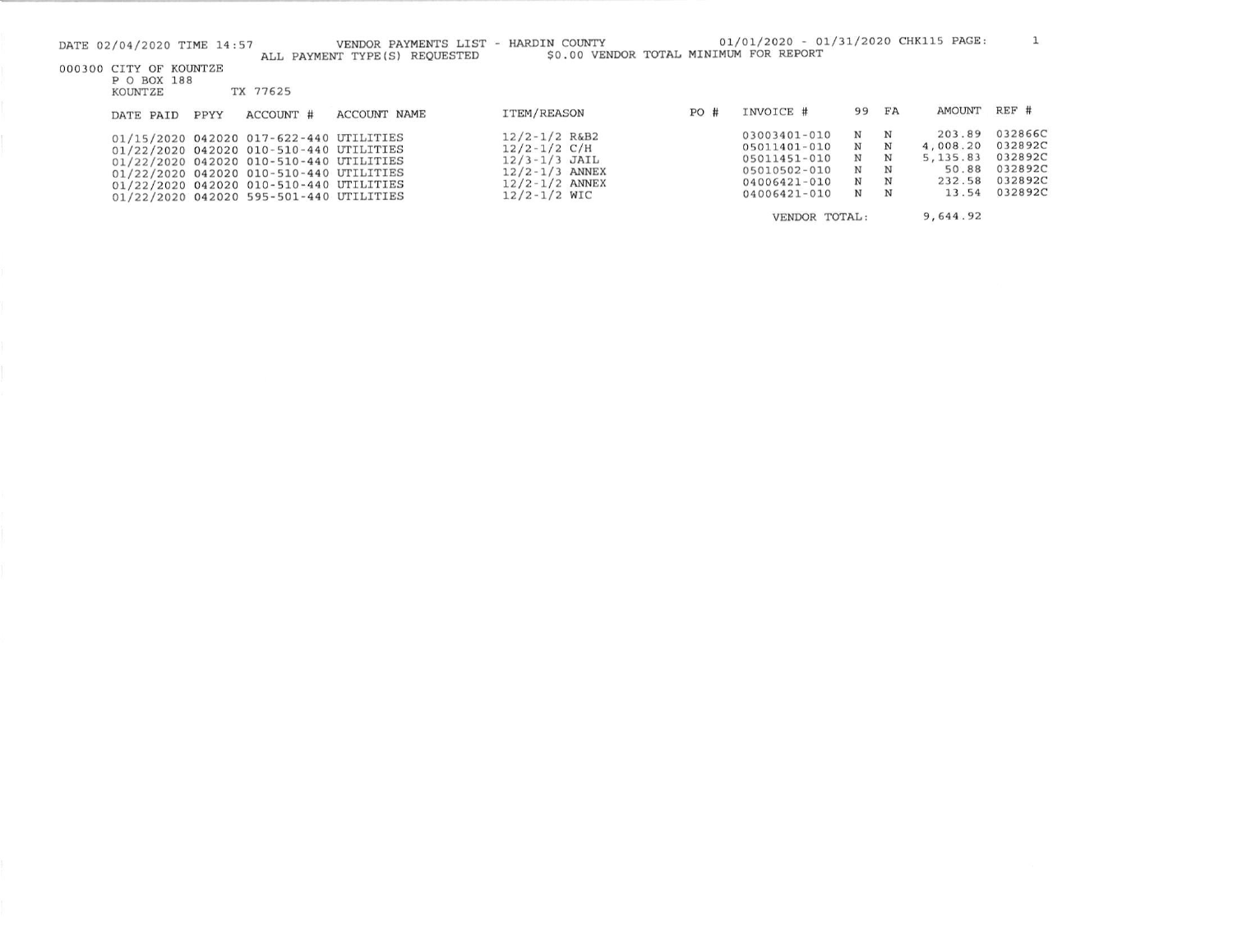DATE 02/04/2020 TIME 14:57 VENDOR PAYMENTS LIST - HARDIN COUNTY 01/01/2020 - 01/31/2020 CHK115 PAGE: 1

ALL PAYMENT TYPE(S) REQUESTED $0.00 VENDOR TOTAL MINIMUM FOR REPORT

000300 CITY OF KOUNTZE
P O BOX 188
KOUNTZE TX 77625

| DATE PAID | PPYY | ACCOUNT # | ACCOUNT NAME | ITEM/REASON | PO # | INVOICE # | 99 | FA | AMOUNT | REF # |
|---|---|---|---|---|---|---|---|---|---|---|
| 01/15/2020 | 042020 | 017-622-440 | UTILITIES | 12/2-1/2 R&B2 | | 03003401-010 | N | N | 203.89 | 032866C |
| 01/22/2020 | 042020 | 010-510-440 | UTILITIES | 12/2-1/2 C/H | | 05011401-010 | N | N | 4,008.20 | 032892C |
| 01/22/2020 | 042020 | 010-510-440 | UTILITIES | 12/3-1/3 JAIL | | 05011451-010 | N | N | 5,135.83 | 032892C |
| 01/22/2020 | 042020 | 010-510-440 | UTILITIES | 12/2-1/3 ANNEX | | 05010502-010 | N | N | 50.88 | 032892C |
| 01/22/2020 | 042020 | 010-510-440 | UTILITIES | 12/2-1/2 ANNEX | | 04006421-010 | N | N | 232.58 | 032892C |
| 01/22/2020 | 042020 | 595-501-440 | UTILITIES | 12/2-1/2 WIC | | 04006421-010 | N | N | 13.54 | 032892C |
| | | | | | | VENDOR TOTAL: | | | 9,644.92 | |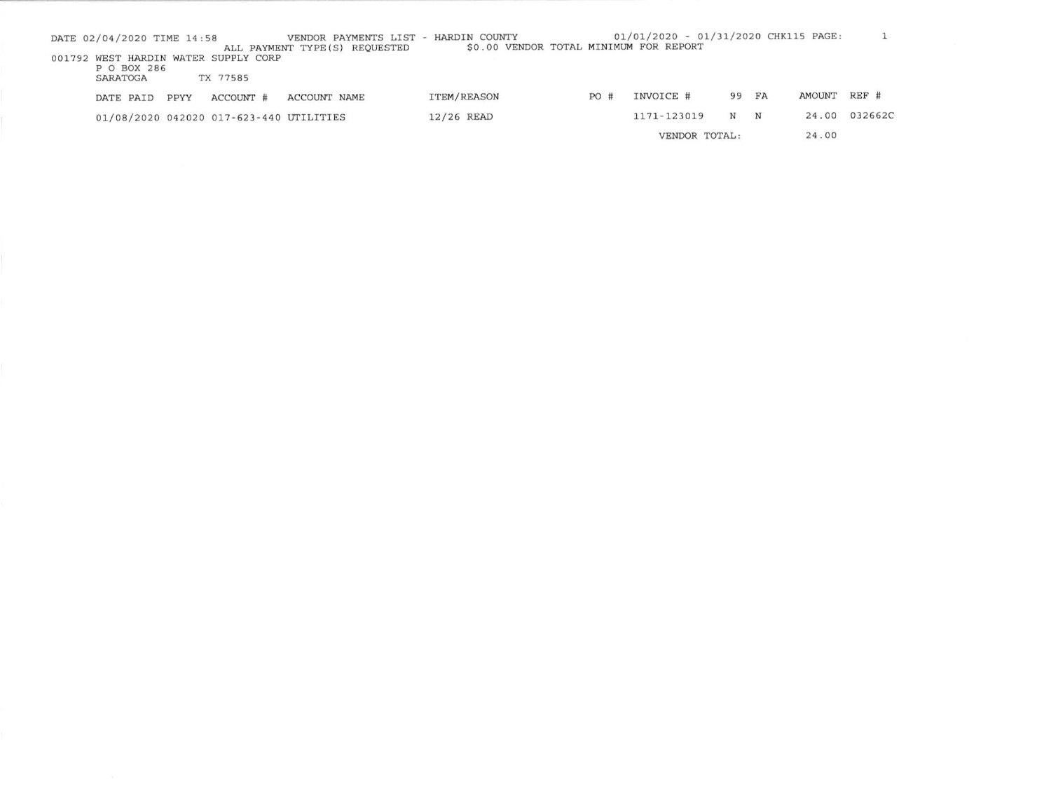DATE 02/04/2020 TIME 14:58 VENDOR PAYMENTS LIST - HARDIN COUNTY 01/01/2020 - 01/31/2020 CHK115 PAGE: 1

ALL PAYMENT TYPE(S) REQUESTED $0.00 VENDOR TOTAL MINIMUM FOR REPORT

001792 WEST HARDIN WATER SUPPLY CORP
P O BOX 286
SARATOGA TX 77585

| DATE PAID | PPYY | ACCOUNT # | ACCOUNT NAME | ITEM/REASON | PO # | INVOICE # | 99 | FA | AMOUNT | REF # |
|---|---|---|---|---|---|---|---|---|---|---|
| 01/08/2020 | 042020 | 017-623-440 | UTILITIES | 12/26 READ | | 1171-123019 | N | N | 24.00 | 032662C |
| | | | | | | VENDOR TOTAL: | | | 24.00 | |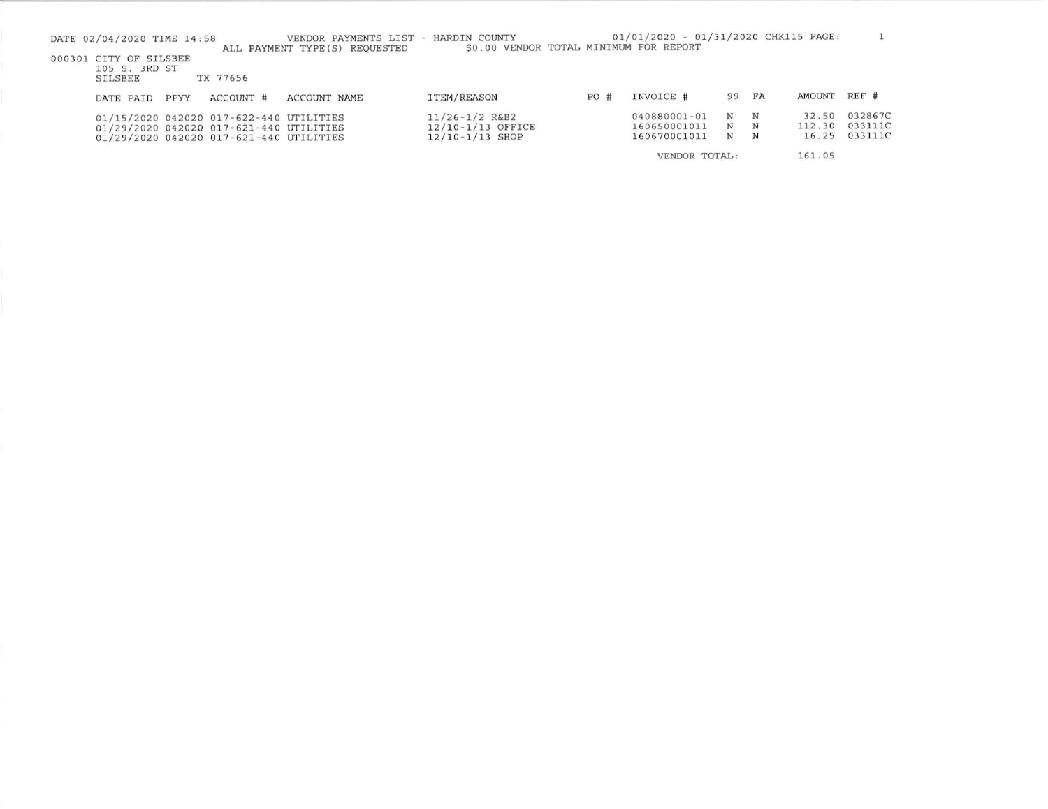DATE 02/04/2020 TIME 14:58 VENDOR PAYMENTS LIST - HARDIN COUNTY 01/01/2020 - 01/31/2020 CHK115

ALL PAYMENT TYPE(S) REQUESTED $0.00 VENDOR TOTAL MINIMUM FOR REPORT

000301 CITY OF SILSBEE
105 S. 3RD ST
SILSBEE TX 77656

| DATE PAID | PPYY | ACCOUNT # | ACCOUNT NAME | ITEM/REASON | PO # | INVOICE # | 99 | FA | AMOUNT | REF # |
|---|---|---|---|---|---|---|---|---|---|---|
| 01/15/2020 | 042020 | 017-622-440 | UTILITIES | 11/26-1/2 R&B2 | | 040880001-01 | N | N | 32.50 | 032867C |
| 01/29/2020 | 042020 | 017-621-440 | UTILITIES | 12/10-1/13 OFFICE | | 160650001011 | N | N | 112.30 | 033111C |
| 01/29/2020 | 042020 | 017-621-440 | UTILITIES | 12/10-1/13 SHOP | | 160670001011 | N | N | 16.25 | 033111C |
| | | | | | | VENDOR TOTAL: | | | 161.05 | |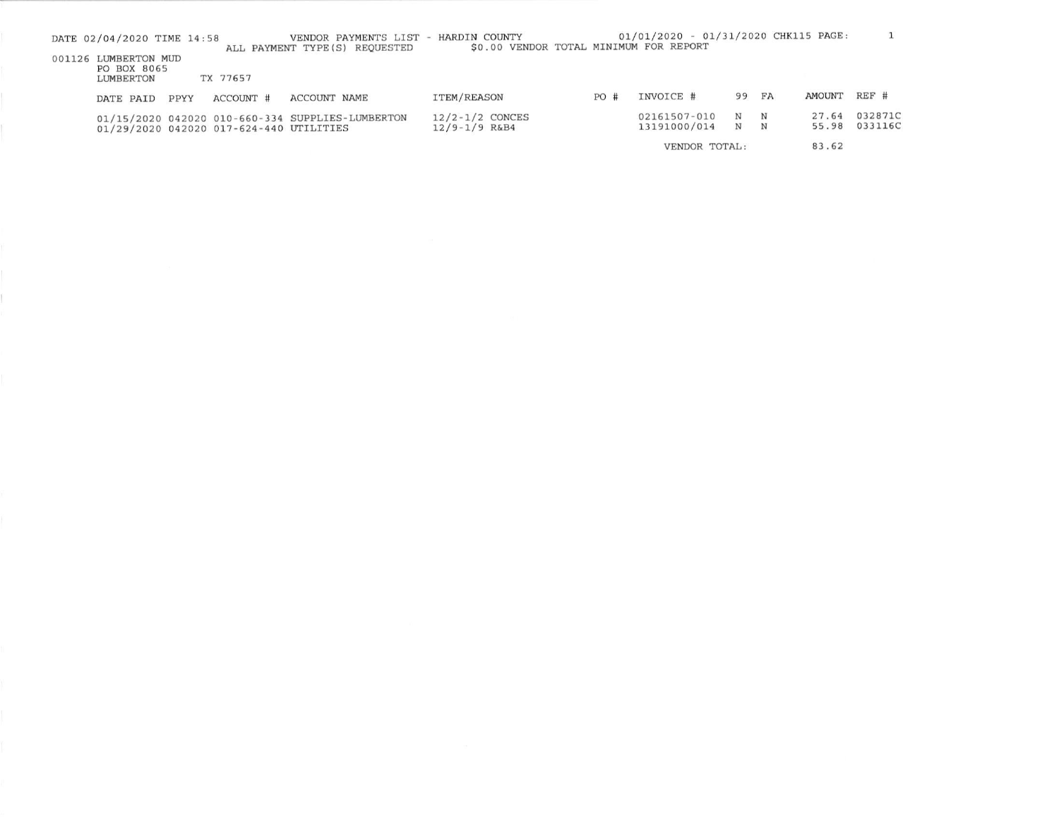DATE 02/04/2020 TIME 14:58 VENDOR PAYMENTS LIST - HARDIN COUNTY 01/01/2020 - 01/31/2020 CHK115 PAGE: 1

ALL PAYMENT TYPE(S) REQUESTED $0.00 VENDOR TOTAL MINIMUM FOR REPORT

001126 LUMBERTON MUD
PO BOX 8065
LUMBERTON TX 77657

| DATE PAID | PPYY | ACCOUNT # | ACCOUNT NAME | ITEM/REASON | PO # | INVOICE # | 99 | FA | AMOUNT | REF # |
|---|---|---|---|---|---|---|---|---|---|---|
| 01/15/2020 | 042020 | 010-660-334 | SUPPLIES-LUMBERTON | 12/2-1/2 CONCES | | 02161507-010 | N | N | 27.64 | 032871C |
| 01/29/2020 | 042020 | 017-624-440 | UTILITIES | 12/9-1/9 R&B4 | | 13191000/014 | N | N | 55.98 | 033116C |
| | | | | | | VENDOR TOTAL: | | | 83.62 | |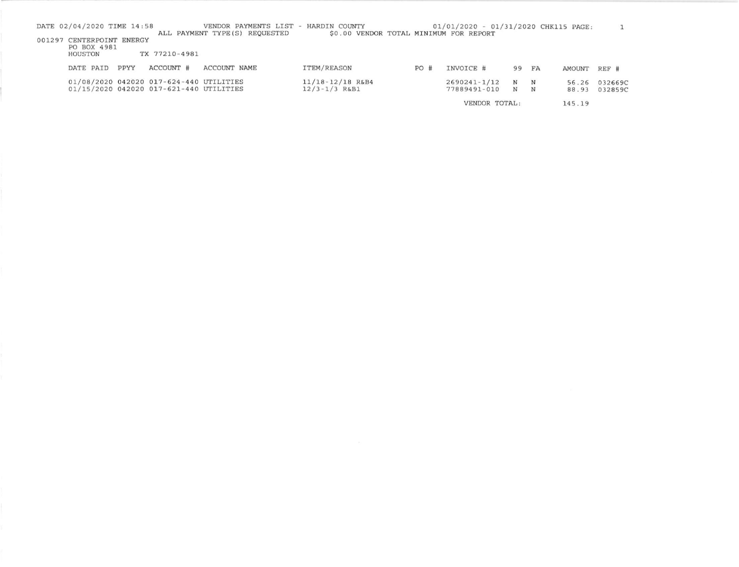DATE 02/04/2020 TIME 14:58 VENDOR PAYMENTS LIST - HARDIN COUNTY 01/01/2020 - 01/31/2020 CHK115 PAGE: 1

ALL PAYMENT TYPE(S) REQUESTED $0.00 VENDOR TOTAL MINIMUM FOR REPORT

001297 CENTERPOINT ENERGY
PO BOX 4981
HOUSTON TX 77210-4981

| DATE PAID | PPYY | ACCOUNT # | ACCOUNT NAME | ITEM/REASON | PO # | INVOICE # | 99 | FA | AMOUNT | REF # |
|---|---|---|---|---|---|---|---|---|---|---|
| 01/08/2020 | 042020 | 017-624-440 | UTILITIES | 11/18-12/18 R&B4 | | 2690241-1/12 | N | N | 56.26 | 032669C |
| 01/15/2020 | 042020 | 017-621-440 | UTILITIES | 12/3-1/3 R&B1 | | 77889491-010 | N | N | 88.93 | 032859C |
| | | | | | | VENDOR TOTAL: | | | 145.19 | |